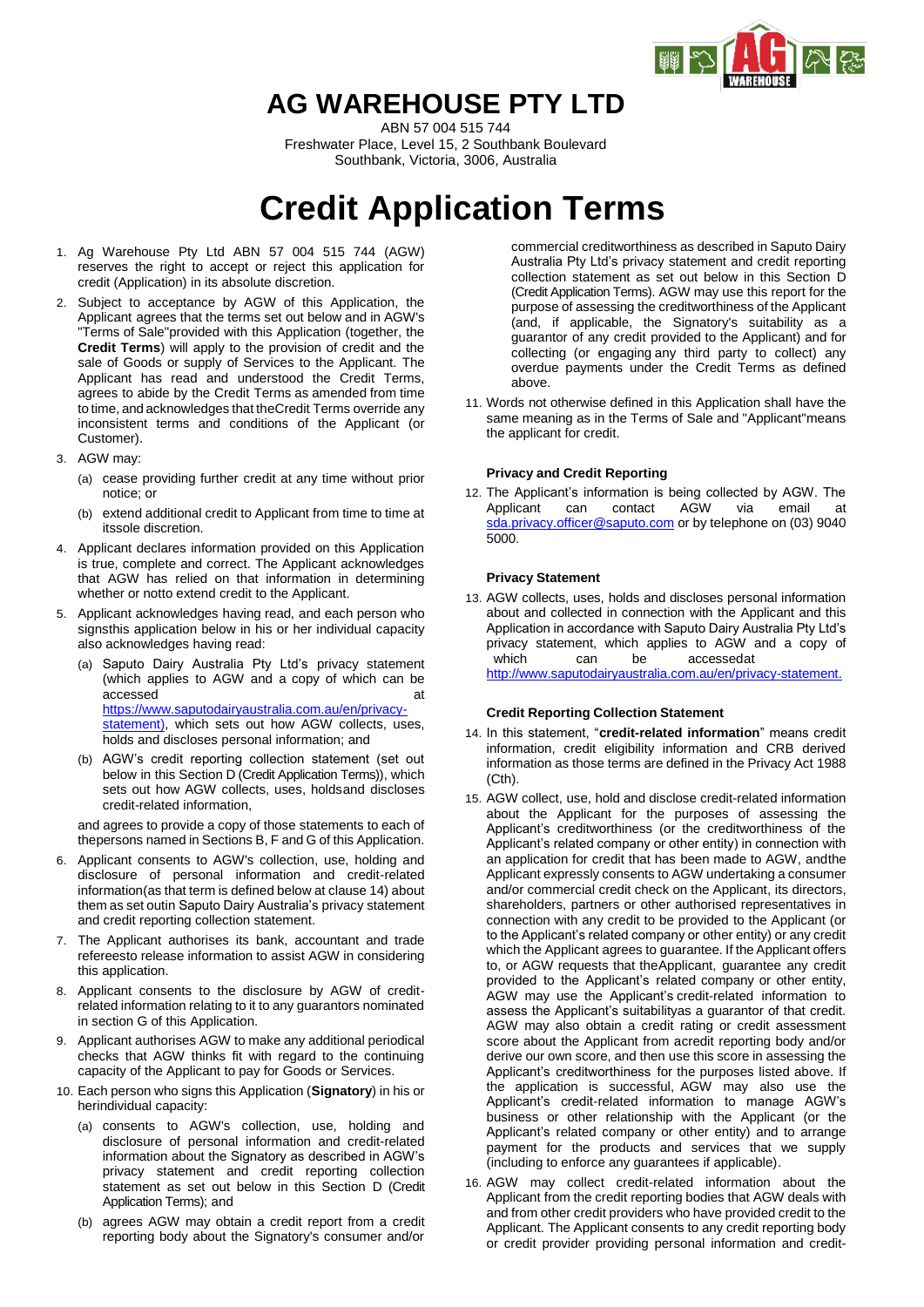# AG WAREHOUSE PTY LTD

ABN 57 004 515 744
Freshwater Place, Level 15, 2 Southbank Boulevard
Southbank, Victoria, 3006, Australia

# Credit Application Terms

1. Ag Warehouse Pty Ltd ABN 57 004 515 744 (AGW) reserves the right to accept or reject this application for credit (Application) in its absolute discretion.
2. Subject to acceptance by AGW of this Application, the Applicant agrees that the terms set out below and in AGW's "Terms of Sale"provided with this Application (together, the **Credit Terms**) will apply to the provision of credit and the sale of Goods or supply of Services to the Applicant. The Applicant has read and understood the Credit Terms, agrees to abide by the Credit Terms as amended from time to time, and acknowledges that theCredit Terms override any inconsistent terms and conditions of the Applicant (or Customer).
3. AGW may:
   (a) cease providing further credit at any time without prior notice; or
   (b) extend additional credit to Applicant from time to time at itssole discretion.
4. Applicant declares information provided on this Application is true, complete and correct. The Applicant acknowledges that AGW has relied on that information in determining whether or notto extend credit to the Applicant.
5. Applicant acknowledges having read, and each person who signsthis application below in his or her individual capacity also acknowledges having read:
   (a) Saputo Dairy Australia Pty Ltd's privacy statement (which applies to AGW and a copy of which can be accessed at https://www.saputodairyaustralia.com.au/en/privacy-statement), which sets out how AGW collects, uses, holds and discloses personal information; and
   (b) AGW's credit reporting collection statement (set out below in this Section D (Credit Application Terms)), which sets out how AGW collects, uses, holdsand discloses credit-related information,

   and agrees to provide a copy of those statements to each of thepersons named in Sections B, F and G of this Application.
6. Applicant consents to AGW's collection, use, holding and disclosure of personal information and credit-related information(as that term is defined below at clause 14) about them as set outin Saputo Dairy Australia's privacy statement and credit reporting collection statement.
7. The Applicant authorises its bank, accountant and trade refereesto release information to assist AGW in considering this application.
8. Applicant consents to the disclosure by AGW of credit-related information relating to it to any guarantors nominated in section G of this Application.
9. Applicant authorises AGW to make any additional periodical checks that AGW thinks fit with regard to the continuing capacity of the Applicant to pay for Goods or Services.
10. Each person who signs this Application (**Signatory**) in his or herindividual capacity:
    (a) consents to AGW's collection, use, holding and disclosure of personal information and credit-related information about the Signatory as described in AGW's privacy statement and credit reporting collection statement as set out below in this Section D (Credit Application Terms); and
    (b) agrees AGW may obtain a credit report from a credit reporting body about the Signatory's consumer and/or commercial creditworthiness as described in Saputo Dairy Australia Pty Ltd's privacy statement and credit reporting collection statement as set out below in this Section D (Credit Application Terms). AGW may use this report for the purpose of assessing the creditworthiness of the Applicant (and, if applicable, the Signatory's suitability as a guarantor of any credit provided to the Applicant) and for collecting (or engaging any third party to collect) any overdue payments under the Credit Terms as defined above.
11. Words not otherwise defined in this Application shall have the same meaning as in the Terms of Sale and "Applicant"means the applicant for credit.

### Privacy and Credit Reporting

12. The Applicant's information is being collected by AGW. The Applicant can contact AGW via email at sda.privacy.officer@saputo.com or by telephone on (03) 9040 5000.

### Privacy Statement

13. AGW collects, uses, holds and discloses personal information about and collected in connection with the Applicant and this Application in accordance with Saputo Dairy Australia Pty Ltd's privacy statement, which applies to AGW and a copy of which can be accessedat http://www.saputodairyaustralia.com.au/en/privacy-statement.

### Credit Reporting Collection Statement

14. In this statement, "**credit-related information**" means credit information, credit eligibility information and CRB derived information as those terms are defined in the Privacy Act 1988 (Cth).
15. AGW collect, use, hold and disclose credit-related information about the Applicant for the purposes of assessing the Applicant's creditworthiness (or the creditworthiness of the Applicant's related company or other entity) in connection with an application for credit that has been made to AGW, andthe Applicant expressly consents to AGW undertaking a consumer and/or commercial credit check on the Applicant, its directors, shareholders, partners or other authorised representatives in connection with any credit to be provided to the Applicant (or to the Applicant's related company or other entity) or any credit which the Applicant agrees to guarantee. If the Applicant offers to, or AGW requests that theApplicant, guarantee any credit provided to the Applicant's related company or other entity, AGW may use the Applicant's credit-related information to assess the Applicant's suitabilityas a guarantor of that credit. AGW may also obtain a credit rating or credit assessment score about the Applicant from acredit reporting body and/or derive our own score, and then use this score in assessing the Applicant's creditworthiness for the purposes listed above. If the application is successful, AGW may also use the Applicant's credit-related information to manage AGW's business or other relationship with the Applicant (or the Applicant's related company or other entity) and to arrange payment for the products and services that we supply (including to enforce any guarantees if applicable).
16. AGW may collect credit-related information about the Applicant from the credit reporting bodies that AGW deals with and from other credit providers who have provided credit to the Applicant. The Applicant consents to any credit reporting body or credit provider providing personal information and credit-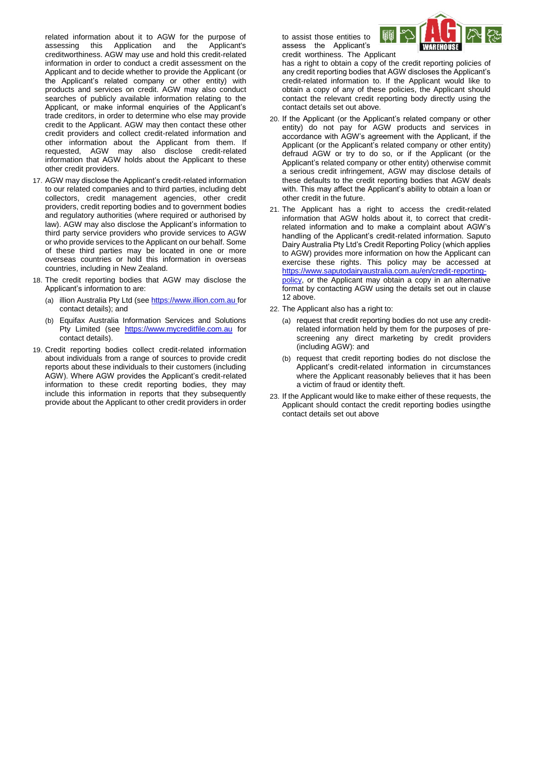related information about it to AGW for the purpose of assessing this Application and the Applicant's creditworthiness. AGW may use and hold this credit-related information in order to conduct a credit assessment on the Applicant and to decide whether to provide the Applicant (or the Applicant's related company or other entity) with products and services on credit. AGW may also conduct searches of publicly available information relating to the Applicant, or make informal enquiries of the Applicant's trade creditors, in order to determine who else may provide credit to the Applicant. AGW may then contact these other credit providers and collect credit-related information and other information about the Applicant from them. If requested, AGW may also disclose credit-related information that AGW holds about the Applicant to these other credit providers.

17. AGW may disclose the Applicant's credit-related information to our related companies and to third parties, including debt collectors, credit management agencies, other credit providers, credit reporting bodies and to government bodies and regulatory authorities (where required or authorised by law). AGW may also disclose the Applicant's information to third party service providers who provide services to AGW or who provide services to the Applicant on our behalf. Some of these third parties may be located in one or more overseas countries or hold this information in overseas countries, including in New Zealand.

18. The credit reporting bodies that AGW may disclose the Applicant's information to are:
    (a) illion Australia Pty Ltd (see https://www.illion.com.au for contact details); and
    (b) Equifax Australia Information Services and Solutions Pty Limited (see https://www.mycreditfile.com.au for contact details).

19. Credit reporting bodies collect credit-related information about individuals from a range of sources to provide credit reports about these individuals to their customers (including AGW). Where AGW provides the Applicant's credit-related information to these credit reporting bodies, they may include this information in reports that they subsequently provide about the Applicant to other credit providers in order to assist those entities to assess the Applicant's credit worthiness. The Applicant has a right to obtain a copy of the credit reporting policies of any credit reporting bodies that AGW discloses the Applicant's credit-related information to. If the Applicant would like to obtain a copy of any of these policies, the Applicant should contact the relevant credit reporting body directly using the contact details set out above.

20. If the Applicant (or the Applicant's related company or other entity) do not pay for AGW products and services in accordance with AGW's agreement with the Applicant, if the Applicant (or the Applicant's related company or other entity) defraud AGW or try to do so, or if the Applicant (or the Applicant's related company or other entity) otherwise commit a serious credit infringement, AGW may disclose details of these defaults to the credit reporting bodies that AGW deals with. This may affect the Applicant's ability to obtain a loan or other credit in the future.

21. The Applicant has a right to access the credit-related information that AGW holds about it, to correct that credit-related information and to make a complaint about AGW's handling of the Applicant's credit-related information. Saputo Dairy Australia Pty Ltd's Credit Reporting Policy (which applies to AGW) provides more information on how the Applicant can exercise these rights. This policy may be accessed at https://www.saputodairyaustralia.com.au/en/credit-reporting-policy, or the Applicant may obtain a copy in an alternative format by contacting AGW using the details set out in clause 12 above.

22. The Applicant also has a right to:
    (a) request that credit reporting bodies do not use any credit-related information held by them for the purposes of pre-screening any direct marketing by credit providers (including AGW): and
    (b) request that credit reporting bodies do not disclose the Applicant's credit-related information in circumstances where the Applicant reasonably believes that it has been a victim of fraud or identity theft.

23. If the Applicant would like to make either of these requests, the Applicant should contact the credit reporting bodies usingthe contact details set out above